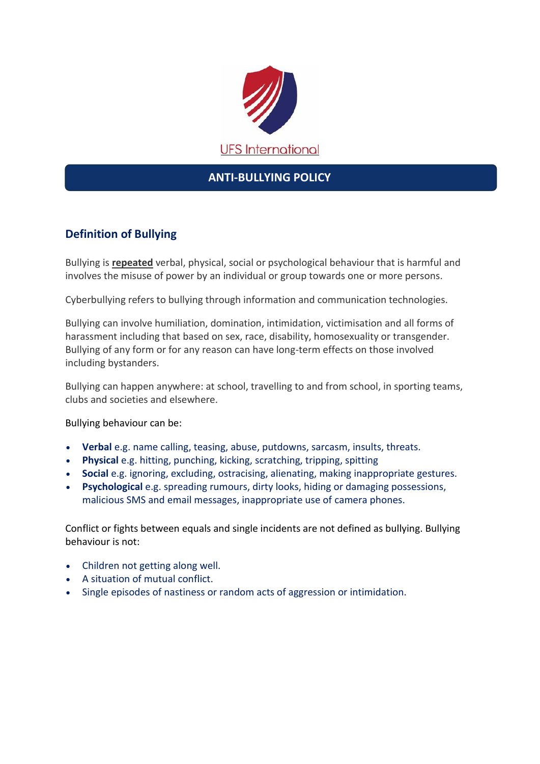UFS International

# ANTI-BULLYING POLICY

## Definition of Bullying

Bullying is **repeated** verbal, physical, social or psychological behaviour that is harmful and involves the misuse of power by an individual or group towards one or more persons.

Cyberbullying refers to bullying through information and communication technologies.

Bullying can involve humiliation, domination, intimidation, victimisation and all forms of harassment including that based on sex, race, disability, homosexuality or transgender. Bullying of any form or for any reason can have long-term effects on those involved including bystanders.

Bullying can happen anywhere: at school, travelling to and from school, in sporting teams, clubs and societies and elsewhere.

Bullying behaviour can be:

- **Verbal** e.g. name calling, teasing, abuse, putdowns, sarcasm, insults, threats.
- **Physical** e.g. hitting, punching, kicking, scratching, tripping, spitting
- **Social** e.g. ignoring, excluding, ostracising, alienating, making inappropriate gestures.
- **Psychological** e.g. spreading rumours, dirty looks, hiding or damaging possessions, malicious SMS and email messages, inappropriate use of camera phones.

Conflict or fights between equals and single incidents are not defined as bullying. Bullying behaviour is not:

- Children not getting along well.
- A situation of mutual conflict.
- Single episodes of nastiness or random acts of aggression or intimidation.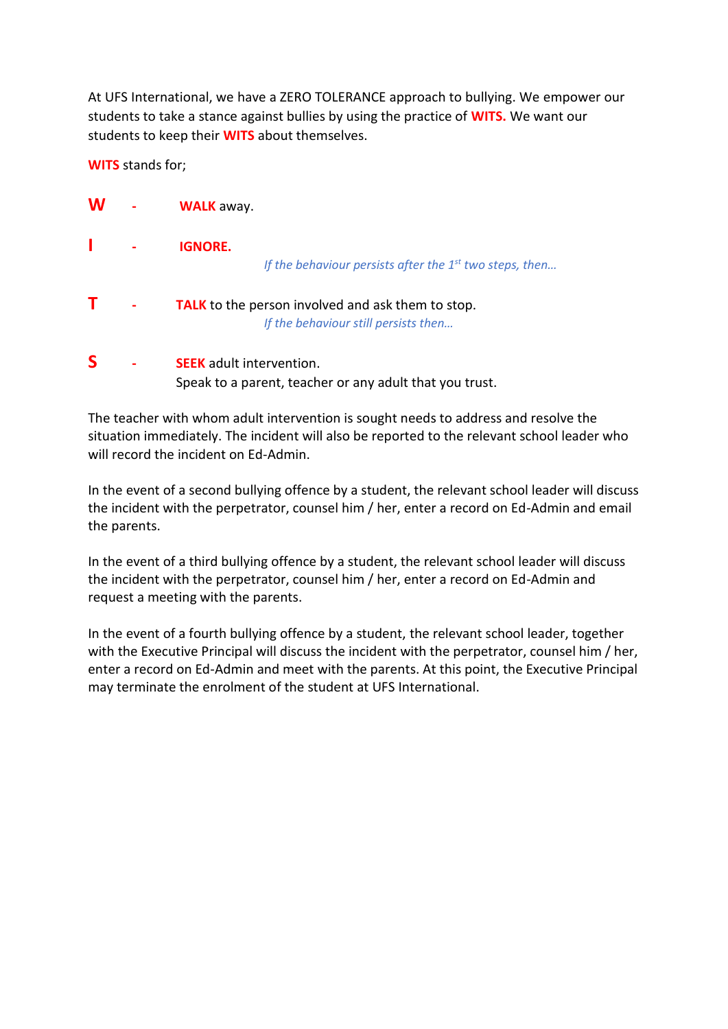At UFS International, we have a ZERO TOLERANCE approach to bullying. We empower our students to take a stance against bullies by using the practice of **WITS.** We want our students to keep their **WITS** about themselves.

**WITS** stands for;

**W** - **WALK** away.

**I** - **IGNORE.**

*If the behaviour persists after the 1st two steps, then…*

**T** - **TALK** to the person involved and ask them to stop.

*If the behaviour still persists then…*

**S** - **SEEK** adult intervention.
Speak to a parent, teacher or any adult that you trust.

The teacher with whom adult intervention is sought needs to address and resolve the situation immediately. The incident will also be reported to the relevant school leader who will record the incident on Ed-Admin.

In the event of a second bullying offence by a student, the relevant school leader will discuss the incident with the perpetrator, counsel him / her, enter a record on Ed-Admin and email the parents.

In the event of a third bullying offence by a student, the relevant school leader will discuss the incident with the perpetrator, counsel him / her, enter a record on Ed-Admin and request a meeting with the parents.

In the event of a fourth bullying offence by a student, the relevant school leader, together with the Executive Principal will discuss the incident with the perpetrator, counsel him / her, enter a record on Ed-Admin and meet with the parents. At this point, the Executive Principal may terminate the enrolment of the student at UFS International.